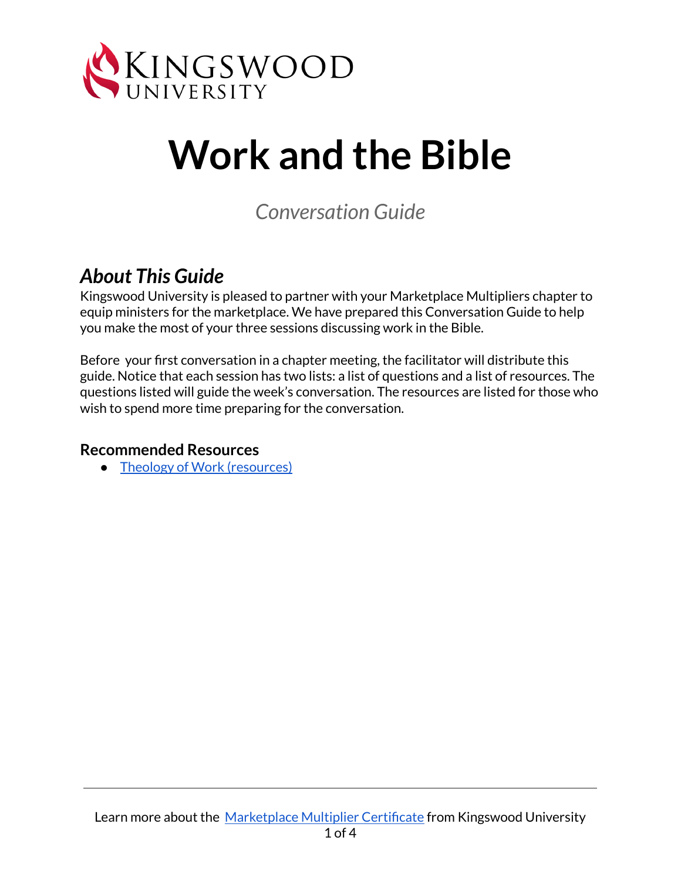Kingswood University

# Work and the Bible

*Conversation Guide*

## *About This Guide*

Kingswood University is pleased to partner with your Marketplace Multipliers chapter to equip ministers for the marketplace. We have prepared this Conversation Guide to help you make the most of your three sessions discussing work in the Bible.

Before your first conversation in a chapter meeting, the facilitator will distribute this guide. Notice that each session has two lists: a list of questions and a list of resources. The questions listed will guide the week's conversation. The resources are listed for those who wish to spend more time preparing for the conversation.

### Recommended Resources

- Theology of Work (resources)

Learn more about the Marketplace Multiplier Certificate from Kingswood University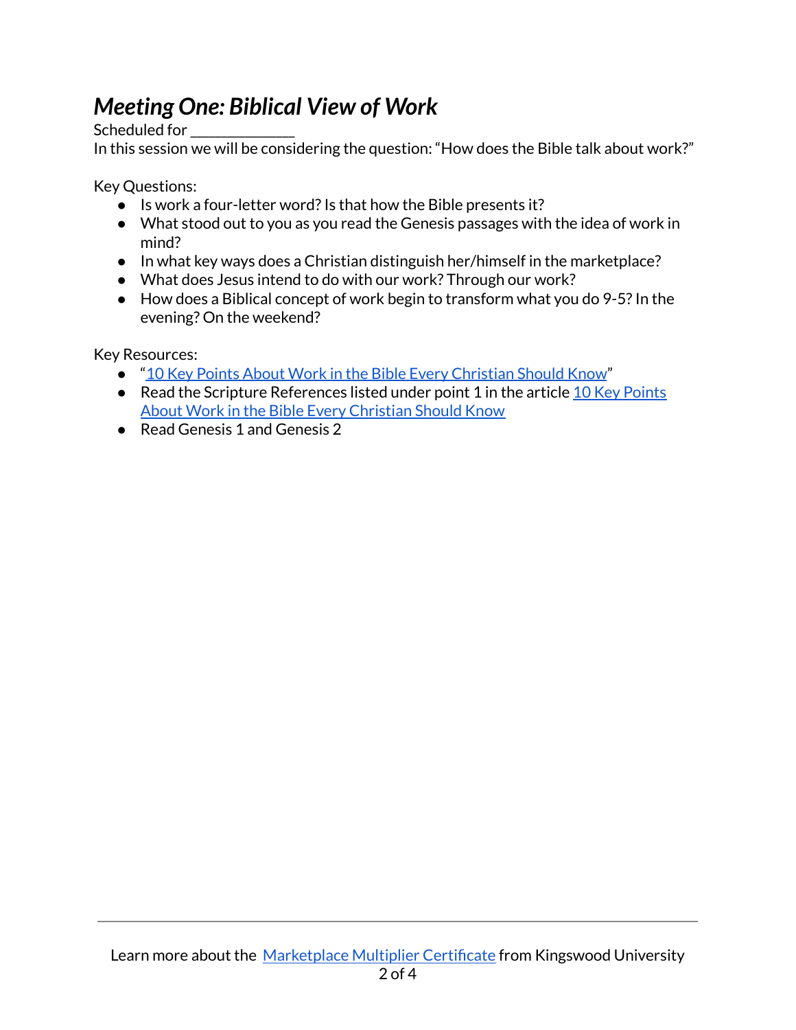## *Meeting One: Biblical View of Work*

Scheduled for ______________

In this session we will be considering the question: "How does the Bible talk about work?"

Key Questions:

- Is work a four-letter word? Is that how the Bible presents it?
- What stood out to you as you read the Genesis passages with the idea of work in mind?
- In what key ways does a Christian distinguish her/himself in the marketplace?
- What does Jesus intend to do with our work? Through our work?
- How does a Biblical concept of work begin to transform what you do 9-5? In the evening? On the weekend?

Key Resources:

- "10 Key Points About Work in the Bible Every Christian Should Know"
- Read the Scripture References listed under point 1 in the article 10 Key Points About Work in the Bible Every Christian Should Know
- Read Genesis 1 and Genesis 2

Learn more about the Marketplace Multiplier Certificate from Kingswood University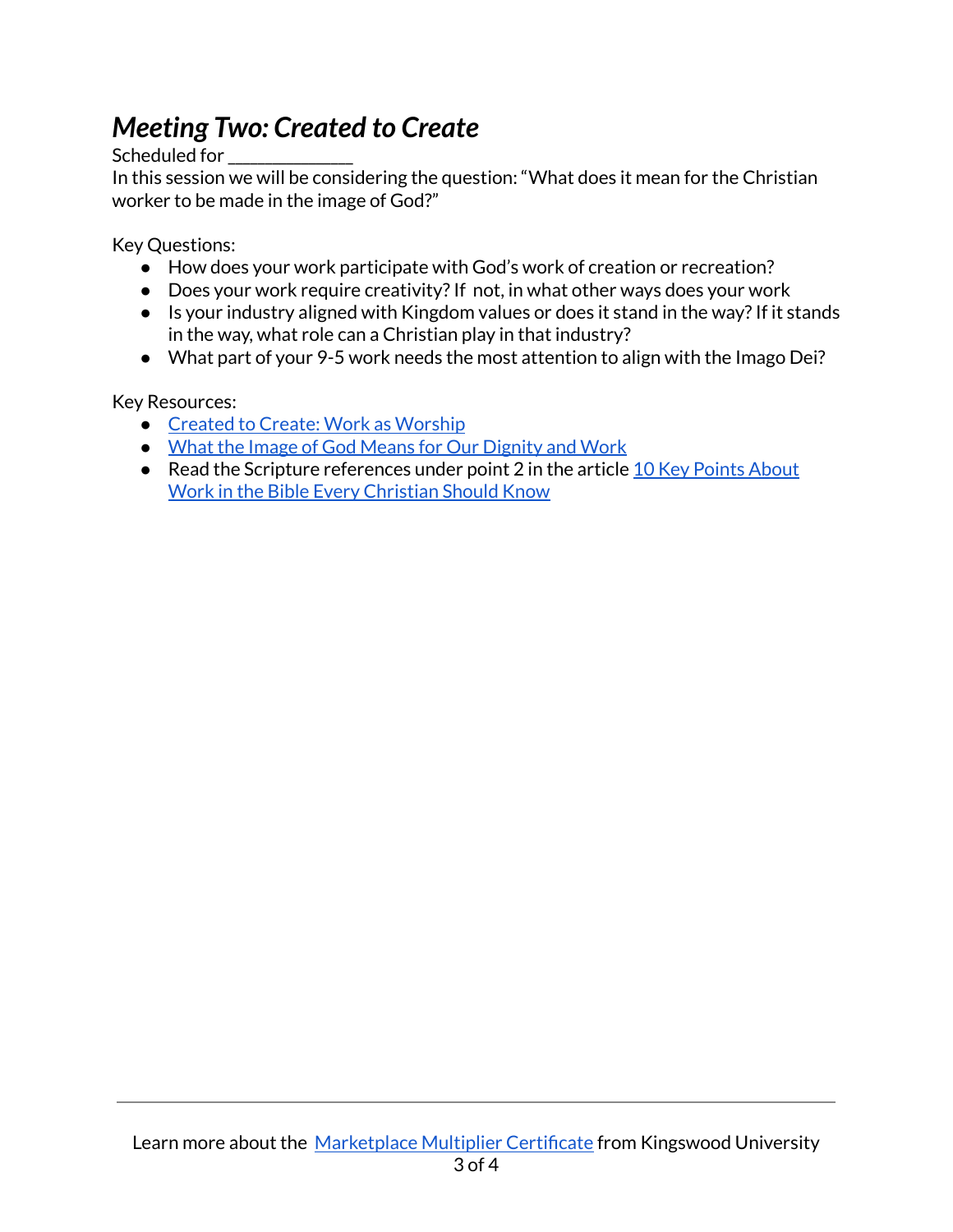## *Meeting Two: Created to Create*

Scheduled for _____________

In this session we will be considering the question: “What does it mean for the Christian worker to be made in the image of God?”

Key Questions:

- How does your work participate with God’s work of creation or recreation?
- Does your work require creativity? If  not, in what other ways does your work
- Is your industry aligned with Kingdom values or does it stand in the way? If it stands in the way, what role can a Christian play in that industry?
- What part of your 9-5 work needs the most attention to align with the Imago Dei?

Key Resources:

- Created to Create: Work as Worship
- What the Image of God Means for Our Dignity and Work
- Read the Scripture references under point 2 in the article 10 Key Points About Work in the Bible Every Christian Should Know

Learn more about the Marketplace Multiplier Certificate from Kingswood University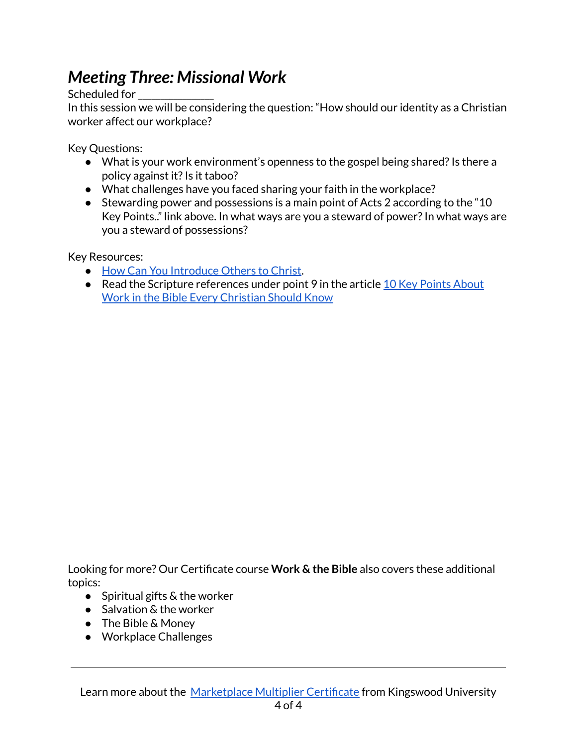## *Meeting Three: Missional Work*

Scheduled for _____________

In this session we will be considering the question: "How should our identity as a Christian worker affect our workplace?

Key Questions:

- What is your work environment's openness to the gospel being shared? Is there a policy against it? Is it taboo?
- What challenges have you faced sharing your faith in the workplace?
- Stewarding power and possessions is a main point of Acts 2 according to the "10 Key Points.." link above. In what ways are you a steward of power? In what ways are you a steward of possessions?

Key Resources:

- How Can You Introduce Others to Christ.
- Read the Scripture references under point 9 in the article 10 Key Points About Work in the Bible Every Christian Should Know

Looking for more? Our Certificate course **Work & the Bible** also covers these additional topics:

- Spiritual gifts & the worker
- Salvation & the worker
- The Bible & Money
- Workplace Challenges

---

Learn more about the Marketplace Multiplier Certificate from Kingswood University